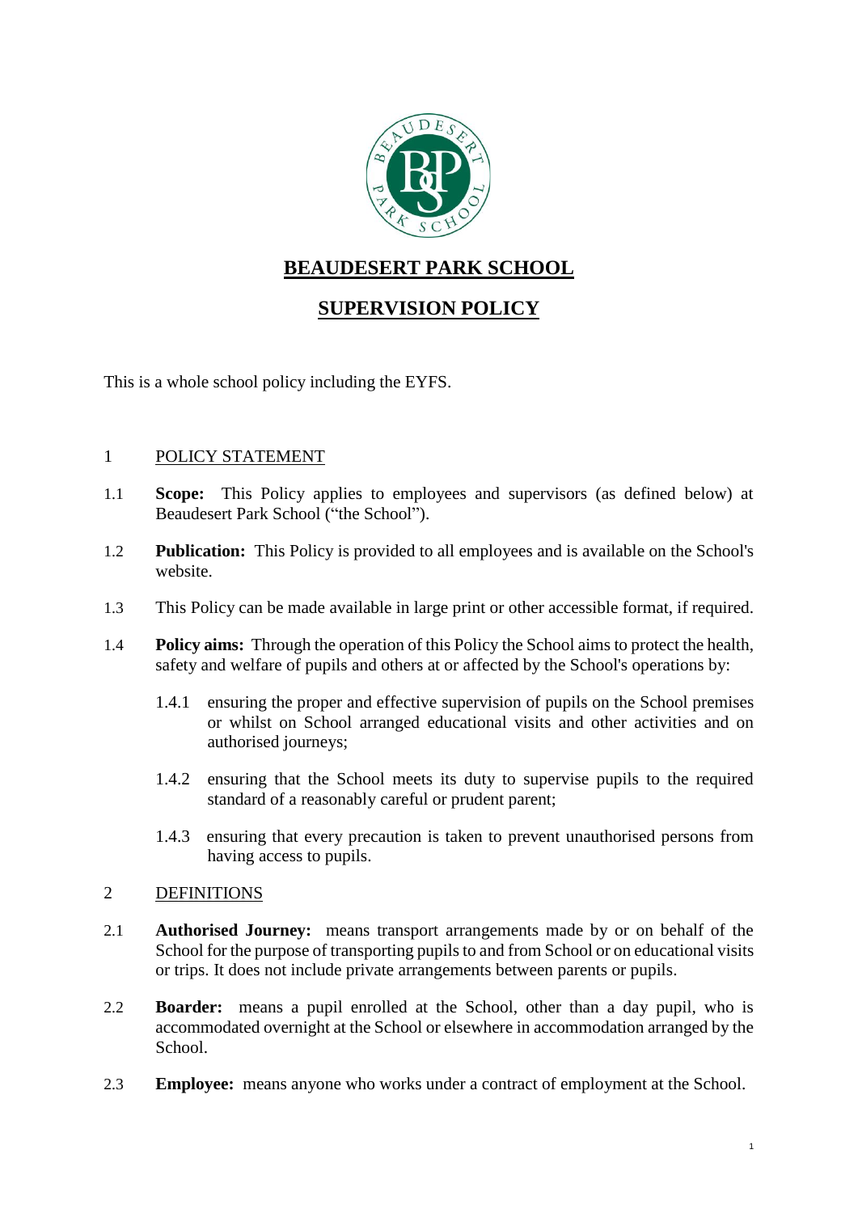# BEAUDESERT PARK SCHOOL

## SUPERVISION POLICY

This is a whole school policy including the EYFS.

1 POLICY STATEMENT

1.1 **Scope:** This Policy applies to employees and supervisors (as defined below) at Beaudesert Park School ("the School").

1.2 **Publication:** This Policy is provided to all employees and is available on the School's website.

1.3 This Policy can be made available in large print or other accessible format, if required.

1.4 **Policy aims:** Through the operation of this Policy the School aims to protect the health, safety and welfare of pupils and others at or affected by the School's operations by:

1.4.1 ensuring the proper and effective supervision of pupils on the School premises or whilst on School arranged educational visits and other activities and on authorised journeys;

1.4.2 ensuring that the School meets its duty to supervise pupils to the required standard of a reasonably careful or prudent parent;

1.4.3 ensuring that every precaution is taken to prevent unauthorised persons from having access to pupils.

2 DEFINITIONS

2.1 **Authorised Journey:** means transport arrangements made by or on behalf of the School for the purpose of transporting pupils to and from School or on educational visits or trips. It does not include private arrangements between parents or pupils.

2.2 **Boarder:** means a pupil enrolled at the School, other than a day pupil, who is accommodated overnight at the School or elsewhere in accommodation arranged by the School.

2.3 **Employee:** means anyone who works under a contract of employment at the School.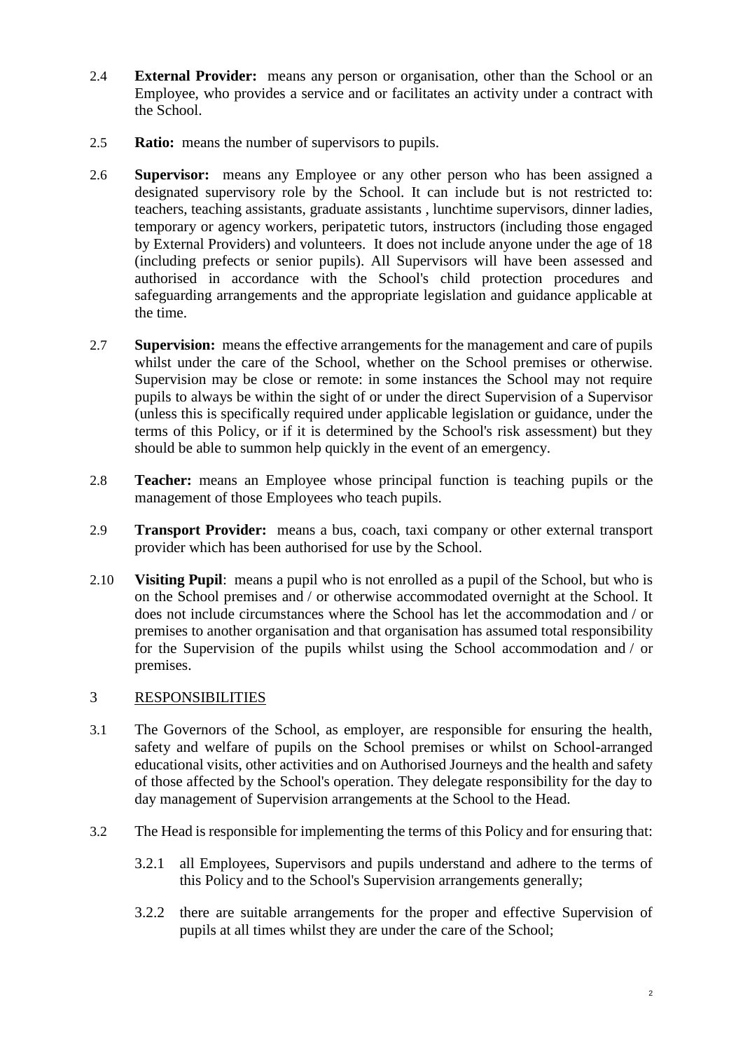2.4 **External Provider:** means any person or organisation, other than the School or an Employee, who provides a service and or facilitates an activity under a contract with the School.

2.5 **Ratio:** means the number of supervisors to pupils.

2.6 **Supervisor:** means any Employee or any other person who has been assigned a designated supervisory role by the School. It can include but is not restricted to: teachers, teaching assistants, graduate assistants , lunchtime supervisors, dinner ladies, temporary or agency workers, peripatetic tutors, instructors (including those engaged by External Providers) and volunteers. It does not include anyone under the age of 18 (including prefects or senior pupils). All Supervisors will have been assessed and authorised in accordance with the School's child protection procedures and safeguarding arrangements and the appropriate legislation and guidance applicable at the time.

2.7 **Supervision:** means the effective arrangements for the management and care of pupils whilst under the care of the School, whether on the School premises or otherwise. Supervision may be close or remote: in some instances the School may not require pupils to always be within the sight of or under the direct Supervision of a Supervisor (unless this is specifically required under applicable legislation or guidance, under the terms of this Policy, or if it is determined by the School's risk assessment) but they should be able to summon help quickly in the event of an emergency.

2.8 **Teacher:** means an Employee whose principal function is teaching pupils or the management of those Employees who teach pupils.

2.9 **Transport Provider:** means a bus, coach, taxi company or other external transport provider which has been authorised for use by the School.

2.10 **Visiting Pupil**: means a pupil who is not enrolled as a pupil of the School, but who is on the School premises and / or otherwise accommodated overnight at the School. It does not include circumstances where the School has let the accommodation and / or premises to another organisation and that organisation has assumed total responsibility for the Supervision of the pupils whilst using the School accommodation and / or premises.

## 3 RESPONSIBILITIES

3.1 The Governors of the School, as employer, are responsible for ensuring the health, safety and welfare of pupils on the School premises or whilst on School-arranged educational visits, other activities and on Authorised Journeys and the health and safety of those affected by the School's operation. They delegate responsibility for the day to day management of Supervision arrangements at the School to the Head.

3.2 The Head is responsible for implementing the terms of this Policy and for ensuring that:

3.2.1 all Employees, Supervisors and pupils understand and adhere to the terms of this Policy and to the School's Supervision arrangements generally;

3.2.2 there are suitable arrangements for the proper and effective Supervision of pupils at all times whilst they are under the care of the School;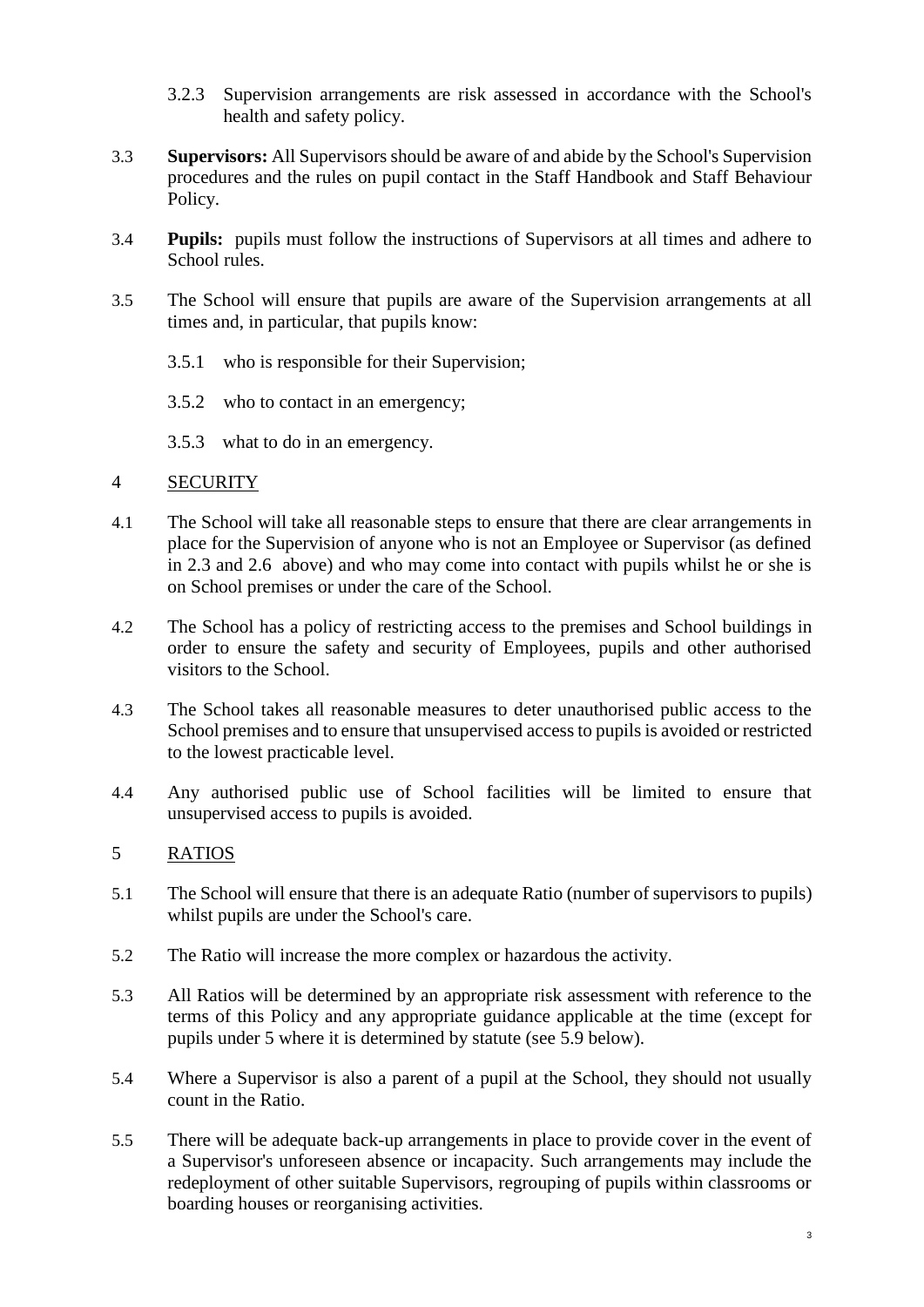3.2.3 Supervision arrangements are risk assessed in accordance with the School's health and safety policy.

3.3 **Supervisors:** All Supervisors should be aware of and abide by the School's Supervision procedures and the rules on pupil contact in the Staff Handbook and Staff Behaviour Policy.

3.4 **Pupils:** pupils must follow the instructions of Supervisors at all times and adhere to School rules.

3.5 The School will ensure that pupils are aware of the Supervision arrangements at all times and, in particular, that pupils know:

3.5.1 who is responsible for their Supervision;

3.5.2 who to contact in an emergency;

3.5.3 what to do in an emergency.

## 4 SECURITY

4.1 The School will take all reasonable steps to ensure that there are clear arrangements in place for the Supervision of anyone who is not an Employee or Supervisor (as defined in 2.3 and 2.6 above) and who may come into contact with pupils whilst he or she is on School premises or under the care of the School.

4.2 The School has a policy of restricting access to the premises and School buildings in order to ensure the safety and security of Employees, pupils and other authorised visitors to the School.

4.3 The School takes all reasonable measures to deter unauthorised public access to the School premises and to ensure that unsupervised access to pupils is avoided or restricted to the lowest practicable level.

4.4 Any authorised public use of School facilities will be limited to ensure that unsupervised access to pupils is avoided.

## 5 RATIOS

5.1 The School will ensure that there is an adequate Ratio (number of supervisors to pupils) whilst pupils are under the School's care.

5.2 The Ratio will increase the more complex or hazardous the activity.

5.3 All Ratios will be determined by an appropriate risk assessment with reference to the terms of this Policy and any appropriate guidance applicable at the time (except for pupils under 5 where it is determined by statute (see 5.9 below).

5.4 Where a Supervisor is also a parent of a pupil at the School, they should not usually count in the Ratio.

5.5 There will be adequate back-up arrangements in place to provide cover in the event of a Supervisor's unforeseen absence or incapacity. Such arrangements may include the redeployment of other suitable Supervisors, regrouping of pupils within classrooms or boarding houses or reorganising activities.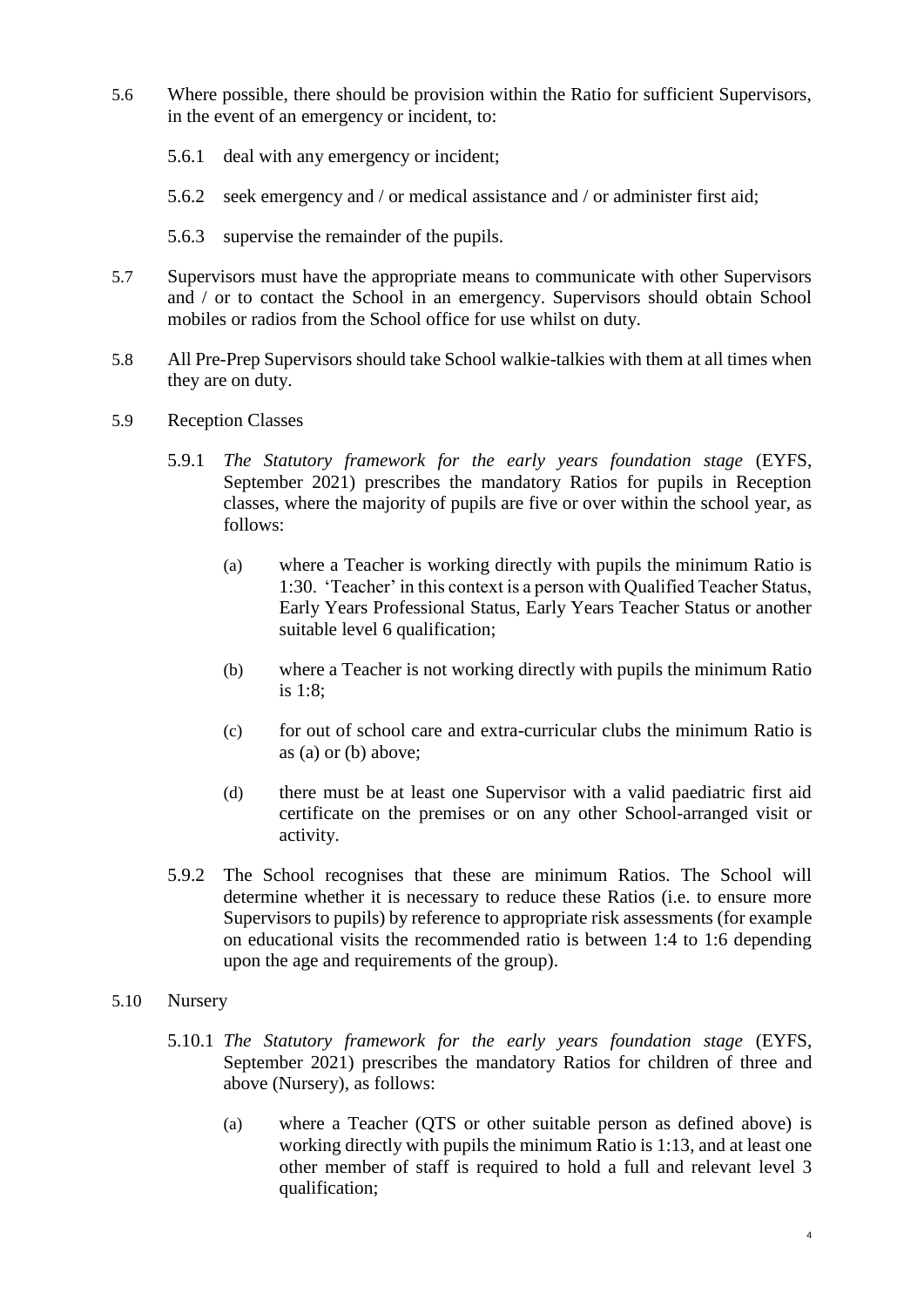5.6 Where possible, there should be provision within the Ratio for sufficient Supervisors, in the event of an emergency or incident, to:

5.6.1 deal with any emergency or incident;

5.6.2 seek emergency and / or medical assistance and / or administer first aid;

5.6.3 supervise the remainder of the pupils.

5.7 Supervisors must have the appropriate means to communicate with other Supervisors and / or to contact the School in an emergency. Supervisors should obtain School mobiles or radios from the School office for use whilst on duty.

5.8 All Pre-Prep Supervisors should take School walkie-talkies with them at all times when they are on duty.

5.9 Reception Classes

5.9.1 *The Statutory framework for the early years foundation stage* (EYFS, September 2021) prescribes the mandatory Ratios for pupils in Reception classes, where the majority of pupils are five or over within the school year, as follows:

(a) where a Teacher is working directly with pupils the minimum Ratio is 1:30. 'Teacher' in this context is a person with Qualified Teacher Status, Early Years Professional Status, Early Years Teacher Status or another suitable level 6 qualification;

(b) where a Teacher is not working directly with pupils the minimum Ratio is 1:8;

(c) for out of school care and extra-curricular clubs the minimum Ratio is as (a) or (b) above;

(d) there must be at least one Supervisor with a valid paediatric first aid certificate on the premises or on any other School-arranged visit or activity.

5.9.2 The School recognises that these are minimum Ratios. The School will determine whether it is necessary to reduce these Ratios (i.e. to ensure more Supervisors to pupils) by reference to appropriate risk assessments (for example on educational visits the recommended ratio is between 1:4 to 1:6 depending upon the age and requirements of the group).

5.10 Nursery

5.10.1 *The Statutory framework for the early years foundation stage* (EYFS, September 2021) prescribes the mandatory Ratios for children of three and above (Nursery), as follows:

(a) where a Teacher (QTS or other suitable person as defined above) is working directly with pupils the minimum Ratio is 1:13, and at least one other member of staff is required to hold a full and relevant level 3 qualification;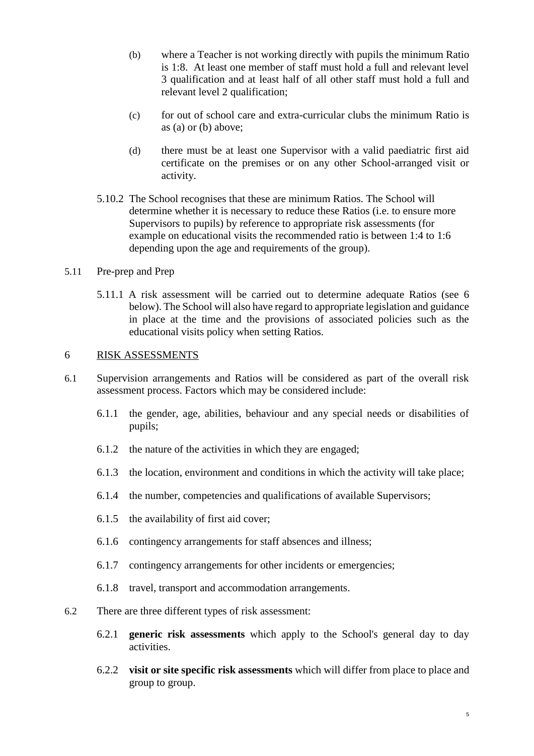(b) where a Teacher is not working directly with pupils the minimum Ratio is 1:8. At least one member of staff must hold a full and relevant level 3 qualification and at least half of all other staff must hold a full and relevant level 2 qualification;

(c) for out of school care and extra-curricular clubs the minimum Ratio is as (a) or (b) above;

(d) there must be at least one Supervisor with a valid paediatric first aid certificate on the premises or on any other School-arranged visit or activity.

5.10.2 The School recognises that these are minimum Ratios. The School will determine whether it is necessary to reduce these Ratios (i.e. to ensure more Supervisors to pupils) by reference to appropriate risk assessments (for example on educational visits the recommended ratio is between 1:4 to 1:6 depending upon the age and requirements of the group).

5.11 Pre-prep and Prep

5.11.1 A risk assessment will be carried out to determine adequate Ratios (see 6 below). The School will also have regard to appropriate legislation and guidance in place at the time and the provisions of associated policies such as the educational visits policy when setting Ratios.

## 6 RISK ASSESSMENTS

6.1 Supervision arrangements and Ratios will be considered as part of the overall risk assessment process. Factors which may be considered include:

6.1.1 the gender, age, abilities, behaviour and any special needs or disabilities of pupils;

6.1.2 the nature of the activities in which they are engaged;

6.1.3 the location, environment and conditions in which the activity will take place;

6.1.4 the number, competencies and qualifications of available Supervisors;

6.1.5 the availability of first aid cover;

6.1.6 contingency arrangements for staff absences and illness;

6.1.7 contingency arrangements for other incidents or emergencies;

6.1.8 travel, transport and accommodation arrangements.

6.2 There are three different types of risk assessment:

6.2.1 **generic risk assessments** which apply to the School's general day to day activities.

6.2.2 **visit or site specific risk assessments** which will differ from place to place and group to group.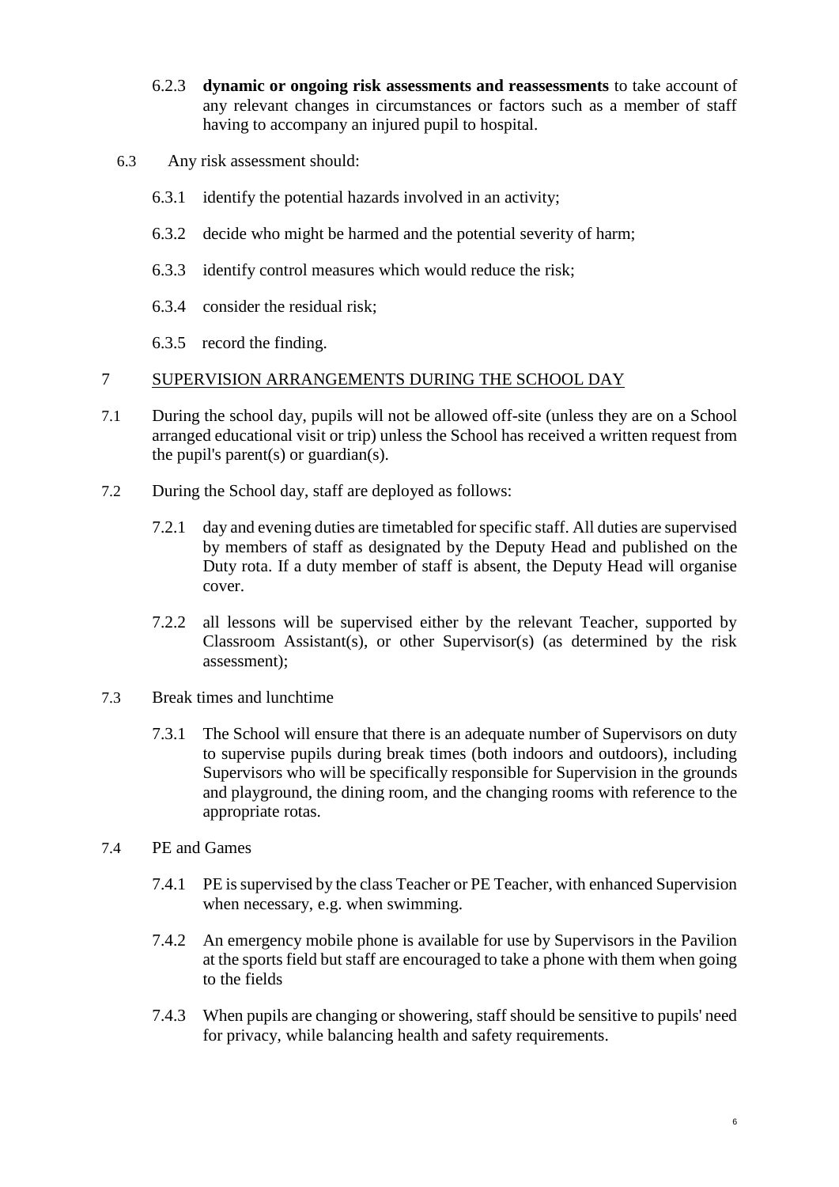6.2.3 **dynamic or ongoing risk assessments and reassessments** to take account of any relevant changes in circumstances or factors such as a member of staff having to accompany an injured pupil to hospital.

6.3 Any risk assessment should:

6.3.1 identify the potential hazards involved in an activity;

6.3.2 decide who might be harmed and the potential severity of harm;

6.3.3 identify control measures which would reduce the risk;

6.3.4 consider the residual risk;

6.3.5 record the finding.

## 7 SUPERVISION ARRANGEMENTS DURING THE SCHOOL DAY

7.1 During the school day, pupils will not be allowed off-site (unless they are on a School arranged educational visit or trip) unless the School has received a written request from the pupil's parent(s) or guardian(s).

7.2 During the School day, staff are deployed as follows:

7.2.1 day and evening duties are timetabled for specific staff. All duties are supervised by members of staff as designated by the Deputy Head and published on the Duty rota. If a duty member of staff is absent, the Deputy Head will organise cover.

7.2.2 all lessons will be supervised either by the relevant Teacher, supported by Classroom Assistant(s), or other Supervisor(s) (as determined by the risk assessment);

7.3 Break times and lunchtime

7.3.1 The School will ensure that there is an adequate number of Supervisors on duty to supervise pupils during break times (both indoors and outdoors), including Supervisors who will be specifically responsible for Supervision in the grounds and playground, the dining room, and the changing rooms with reference to the appropriate rotas.

7.4 PE and Games

7.4.1 PE is supervised by the class Teacher or PE Teacher, with enhanced Supervision when necessary, e.g. when swimming.

7.4.2 An emergency mobile phone is available for use by Supervisors in the Pavilion at the sports field but staff are encouraged to take a phone with them when going to the fields

7.4.3 When pupils are changing or showering, staff should be sensitive to pupils' need for privacy, while balancing health and safety requirements.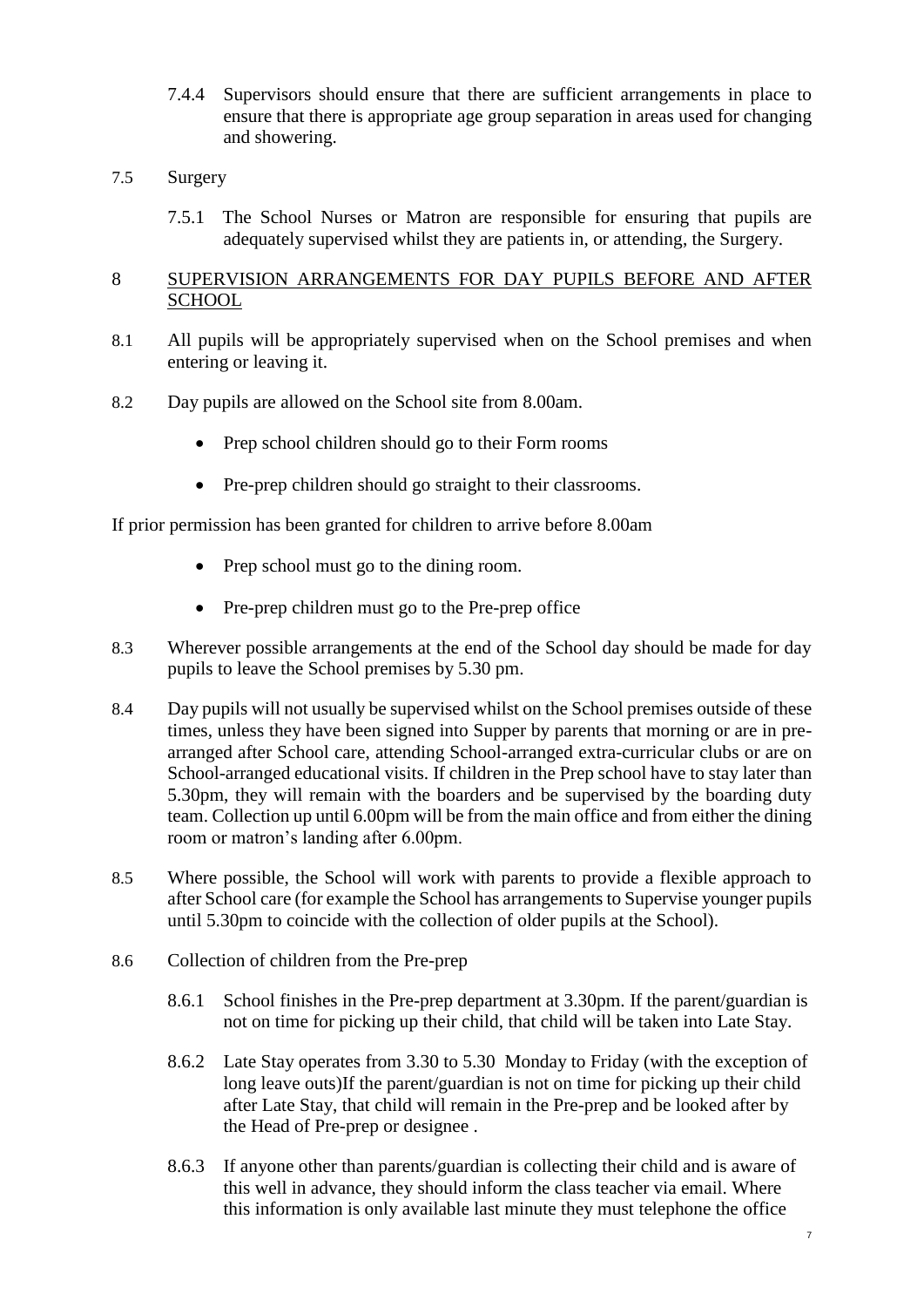7.4.4 Supervisors should ensure that there are sufficient arrangements in place to ensure that there is appropriate age group separation in areas used for changing and showering.

7.5 Surgery

7.5.1 The School Nurses or Matron are responsible for ensuring that pupils are adequately supervised whilst they are patients in, or attending, the Surgery.

## 8 SUPERVISION ARRANGEMENTS FOR DAY PUPILS BEFORE AND AFTER SCHOOL

8.1 All pupils will be appropriately supervised when on the School premises and when entering or leaving it.

8.2 Day pupils are allowed on the School site from 8.00am.

- Prep school children should go to their Form rooms
- Pre-prep children should go straight to their classrooms.

If prior permission has been granted for children to arrive before 8.00am

- Prep school must go to the dining room.
- Pre-prep children must go to the Pre-prep office

8.3 Wherever possible arrangements at the end of the School day should be made for day pupils to leave the School premises by 5.30 pm.

8.4 Day pupils will not usually be supervised whilst on the School premises outside of these times, unless they have been signed into Supper by parents that morning or are in pre-arranged after School care, attending School-arranged extra-curricular clubs or are on School-arranged educational visits. If children in the Prep school have to stay later than 5.30pm, they will remain with the boarders and be supervised by the boarding duty team. Collection up until 6.00pm will be from the main office and from either the dining room or matron's landing after 6.00pm.

8.5 Where possible, the School will work with parents to provide a flexible approach to after School care (for example the School has arrangements to Supervise younger pupils until 5.30pm to coincide with the collection of older pupils at the School).

8.6 Collection of children from the Pre-prep

8.6.1 School finishes in the Pre-prep department at 3.30pm. If the parent/guardian is not on time for picking up their child, that child will be taken into Late Stay.

8.6.2 Late Stay operates from 3.30 to 5.30 Monday to Friday (with the exception of long leave outs)If the parent/guardian is not on time for picking up their child after Late Stay, that child will remain in the Pre-prep and be looked after by the Head of Pre-prep or designee .

8.6.3 If anyone other than parents/guardian is collecting their child and is aware of this well in advance, they should inform the class teacher via email. Where this information is only available last minute they must telephone the office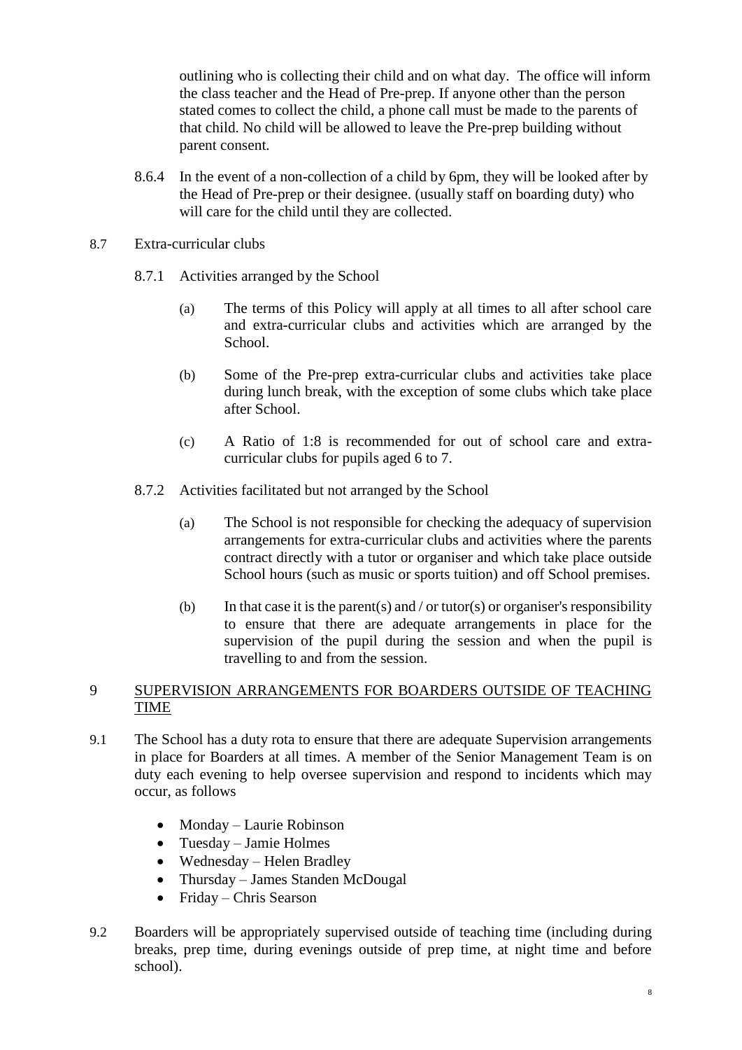outlining who is collecting their child and on what day. The office will inform the class teacher and the Head of Pre-prep. If anyone other than the person stated comes to collect the child, a phone call must be made to the parents of that child. No child will be allowed to leave the Pre-prep building without parent consent.

8.6.4 In the event of a non-collection of a child by 6pm, they will be looked after by the Head of Pre-prep or their designee. (usually staff on boarding duty) who will care for the child until they are collected.

8.7 Extra-curricular clubs

8.7.1 Activities arranged by the School

(a) The terms of this Policy will apply at all times to all after school care and extra-curricular clubs and activities which are arranged by the School.

(b) Some of the Pre-prep extra-curricular clubs and activities take place during lunch break, with the exception of some clubs which take place after School.

(c) A Ratio of 1:8 is recommended for out of school care and extra-curricular clubs for pupils aged 6 to 7.

8.7.2 Activities facilitated but not arranged by the School

(a) The School is not responsible for checking the adequacy of supervision arrangements for extra-curricular clubs and activities where the parents contract directly with a tutor or organiser and which take place outside School hours (such as music or sports tuition) and off School premises.

(b) In that case it is the parent(s) and / or tutor(s) or organiser's responsibility to ensure that there are adequate arrangements in place for the supervision of the pupil during the session and when the pupil is travelling to and from the session.

## 9 SUPERVISION ARRANGEMENTS FOR BOARDERS OUTSIDE OF TEACHING TIME

9.1 The School has a duty rota to ensure that there are adequate Supervision arrangements in place for Boarders at all times. A member of the Senior Management Team is on duty each evening to help oversee supervision and respond to incidents which may occur, as follows

- Monday – Laurie Robinson
- Tuesday – Jamie Holmes
- Wednesday – Helen Bradley
- Thursday – James Standen McDougal
- Friday – Chris Searson

9.2 Boarders will be appropriately supervised outside of teaching time (including during breaks, prep time, during evenings outside of prep time, at night time and before school).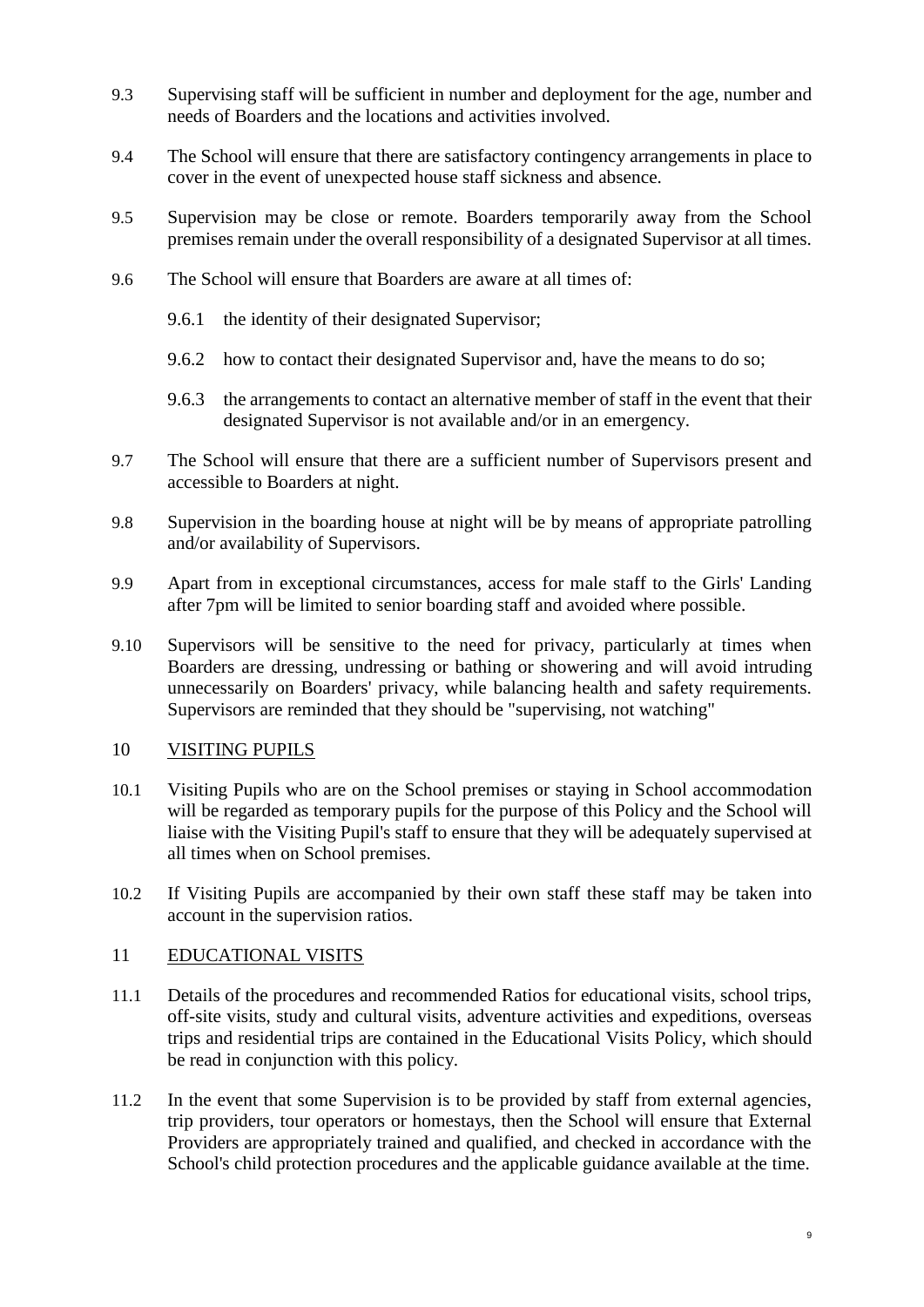9.3 Supervising staff will be sufficient in number and deployment for the age, number and needs of Boarders and the locations and activities involved.

9.4 The School will ensure that there are satisfactory contingency arrangements in place to cover in the event of unexpected house staff sickness and absence.

9.5 Supervision may be close or remote. Boarders temporarily away from the School premises remain under the overall responsibility of a designated Supervisor at all times.

9.6 The School will ensure that Boarders are aware at all times of:

- 9.6.1 the identity of their designated Supervisor;
- 9.6.2 how to contact their designated Supervisor and, have the means to do so;
- 9.6.3 the arrangements to contact an alternative member of staff in the event that their designated Supervisor is not available and/or in an emergency.

9.7 The School will ensure that there are a sufficient number of Supervisors present and accessible to Boarders at night.

9.8 Supervision in the boarding house at night will be by means of appropriate patrolling and/or availability of Supervisors.

9.9 Apart from in exceptional circumstances, access for male staff to the Girls' Landing after 7pm will be limited to senior boarding staff and avoided where possible.

9.10 Supervisors will be sensitive to the need for privacy, particularly at times when Boarders are dressing, undressing or bathing or showering and will avoid intruding unnecessarily on Boarders' privacy, while balancing health and safety requirements. Supervisors are reminded that they should be "supervising, not watching"

## 10 VISITING PUPILS

10.1 Visiting Pupils who are on the School premises or staying in School accommodation will be regarded as temporary pupils for the purpose of this Policy and the School will liaise with the Visiting Pupil's staff to ensure that they will be adequately supervised at all times when on School premises.

10.2 If Visiting Pupils are accompanied by their own staff these staff may be taken into account in the supervision ratios.

## 11 EDUCATIONAL VISITS

11.1 Details of the procedures and recommended Ratios for educational visits, school trips, off-site visits, study and cultural visits, adventure activities and expeditions, overseas trips and residential trips are contained in the Educational Visits Policy, which should be read in conjunction with this policy.

11.2 In the event that some Supervision is to be provided by staff from external agencies, trip providers, tour operators or homestays, then the School will ensure that External Providers are appropriately trained and qualified, and checked in accordance with the School's child protection procedures and the applicable guidance available at the time.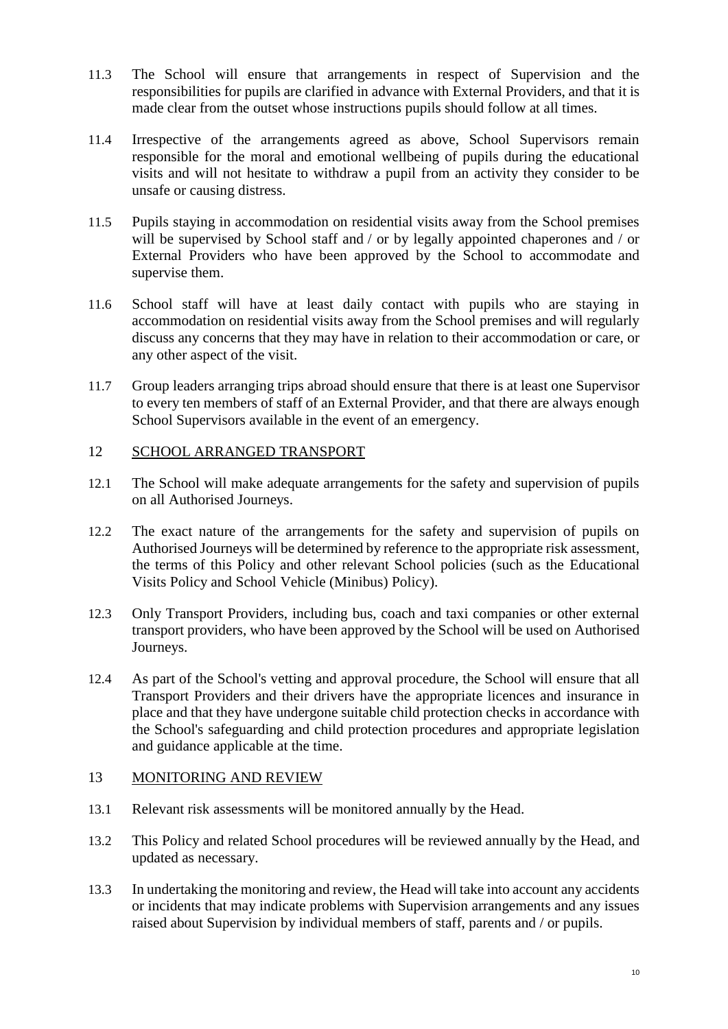11.3 The School will ensure that arrangements in respect of Supervision and the responsibilities for pupils are clarified in advance with External Providers, and that it is made clear from the outset whose instructions pupils should follow at all times.

11.4 Irrespective of the arrangements agreed as above, School Supervisors remain responsible for the moral and emotional wellbeing of pupils during the educational visits and will not hesitate to withdraw a pupil from an activity they consider to be unsafe or causing distress.

11.5 Pupils staying in accommodation on residential visits away from the School premises will be supervised by School staff and / or by legally appointed chaperones and / or External Providers who have been approved by the School to accommodate and supervise them.

11.6 School staff will have at least daily contact with pupils who are staying in accommodation on residential visits away from the School premises and will regularly discuss any concerns that they may have in relation to their accommodation or care, or any other aspect of the visit.

11.7 Group leaders arranging trips abroad should ensure that there is at least one Supervisor to every ten members of staff of an External Provider, and that there are always enough School Supervisors available in the event of an emergency.

## 12 SCHOOL ARRANGED TRANSPORT

12.1 The School will make adequate arrangements for the safety and supervision of pupils on all Authorised Journeys.

12.2 The exact nature of the arrangements for the safety and supervision of pupils on Authorised Journeys will be determined by reference to the appropriate risk assessment, the terms of this Policy and other relevant School policies (such as the Educational Visits Policy and School Vehicle (Minibus) Policy).

12.3 Only Transport Providers, including bus, coach and taxi companies or other external transport providers, who have been approved by the School will be used on Authorised Journeys.

12.4 As part of the School's vetting and approval procedure, the School will ensure that all Transport Providers and their drivers have the appropriate licences and insurance in place and that they have undergone suitable child protection checks in accordance with the School's safeguarding and child protection procedures and appropriate legislation and guidance applicable at the time.

## 13 MONITORING AND REVIEW

13.1 Relevant risk assessments will be monitored annually by the Head.

13.2 This Policy and related School procedures will be reviewed annually by the Head, and updated as necessary.

13.3 In undertaking the monitoring and review, the Head will take into account any accidents or incidents that may indicate problems with Supervision arrangements and any issues raised about Supervision by individual members of staff, parents and / or pupils.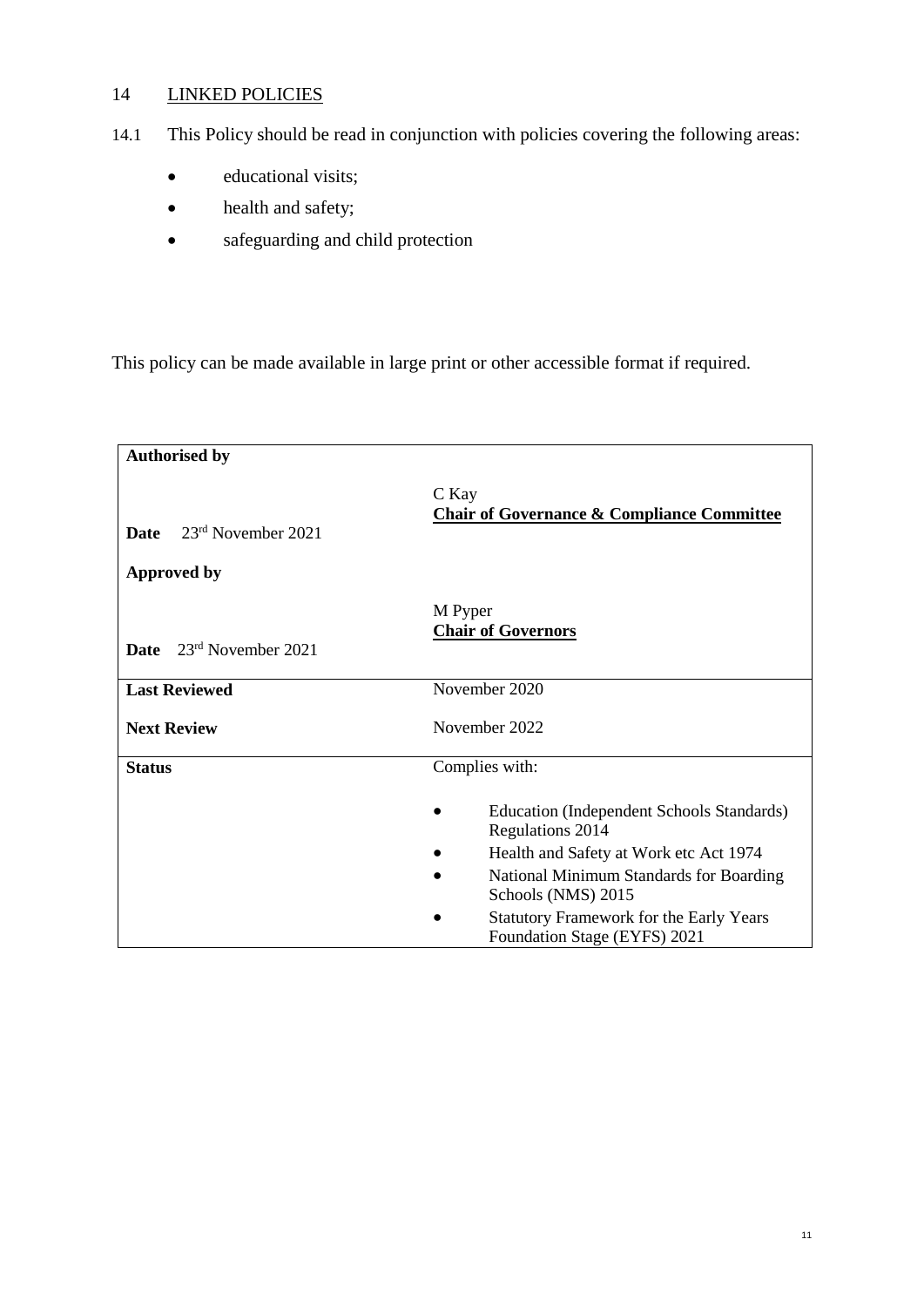## 14 LINKED POLICIES

14.1 This Policy should be read in conjunction with policies covering the following areas:

- educational visits;
- health and safety;
- safeguarding and child protection

This policy can be made available in large print or other accessible format if required.

| | |
|---|---|
| **Authorised by** | |
| | C Kay<br>**Chair of Governance & Compliance Committee** |
| **Date** 23rd November 2021 | |
| **Approved by** | |
| | M Pyper<br>**Chair of Governors** |
| **Date** 23rd November 2021 | |
| **Last Reviewed** | November 2020 |
| **Next Review** | November 2022 |
| **Status** | Complies with:<br>• Education (Independent Schools Standards) Regulations 2014<br>• Health and Safety at Work etc Act 1974<br>• National Minimum Standards for Boarding Schools (NMS) 2015<br>• Statutory Framework for the Early Years Foundation Stage (EYFS) 2021 |